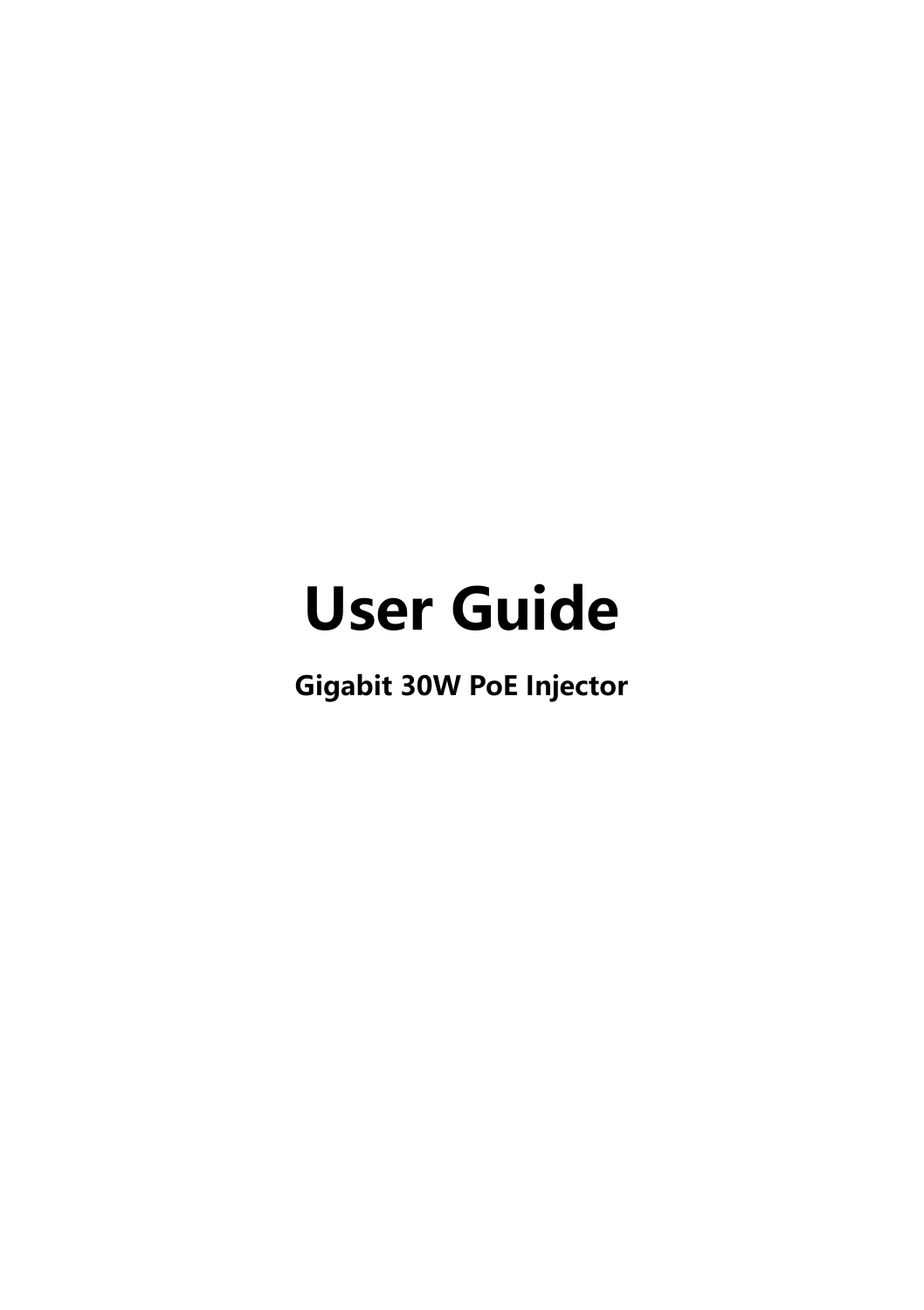# User Guide

**Gigabit 30W PoE Injector**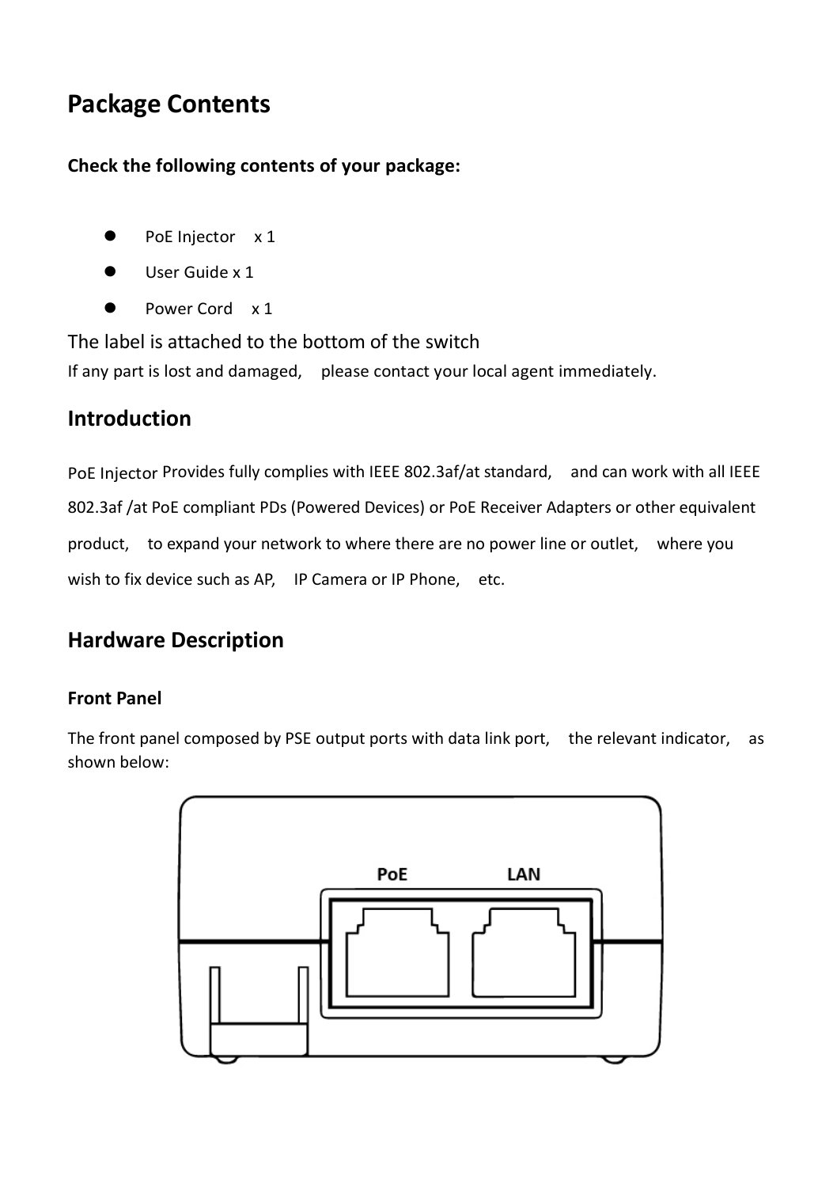# Package Contents

**Check the following contents of your package:**

- PoE Injector x 1
- User Guide x 1
- Power Cord x 1

The label is attached to the bottom of the switch

If any part is lost and damaged, please contact your local agent immediately.

## Introduction

PoE Injector Provides fully complies with IEEE 802.3af/at standard, and can work with all IEEE 802.3af /at PoE compliant PDs (Powered Devices) or PoE Receiver Adapters or other equivalent product, to expand your network to where there are no power line or outlet, where you wish to fix device such as AP, IP Camera or IP Phone, etc.

## Hardware Description

### Front Panel

The front panel composed by PSE output ports with data link port, the relevant indicator, as shown below:

PoE LAN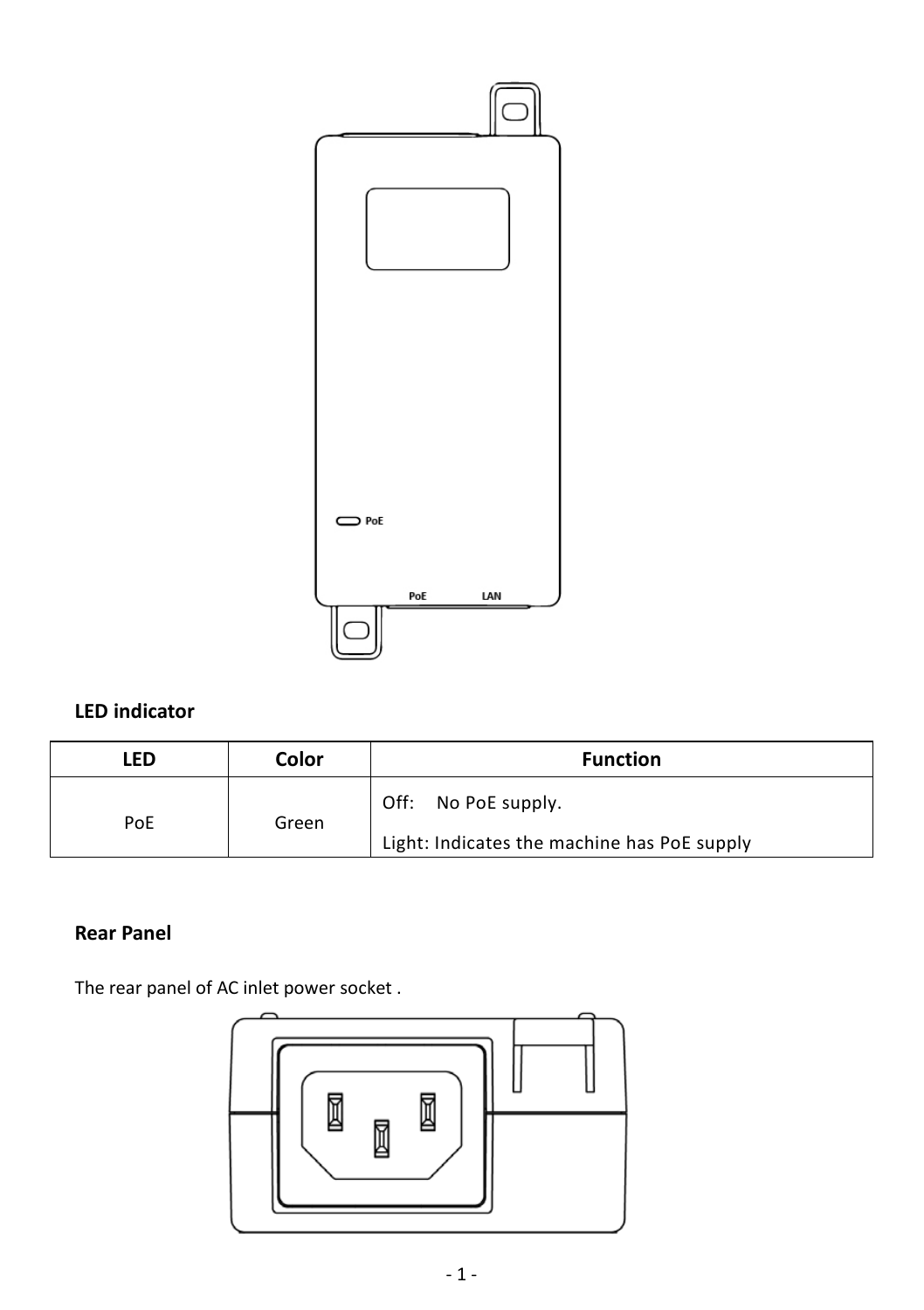**LED indicator**

| LED | Color | Function |
|---|---|---|
| PoE | Green | Off: No PoE supply.<br>Light: Indicates the machine has PoE supply |

**Rear Panel**

The rear panel of AC inlet power socket .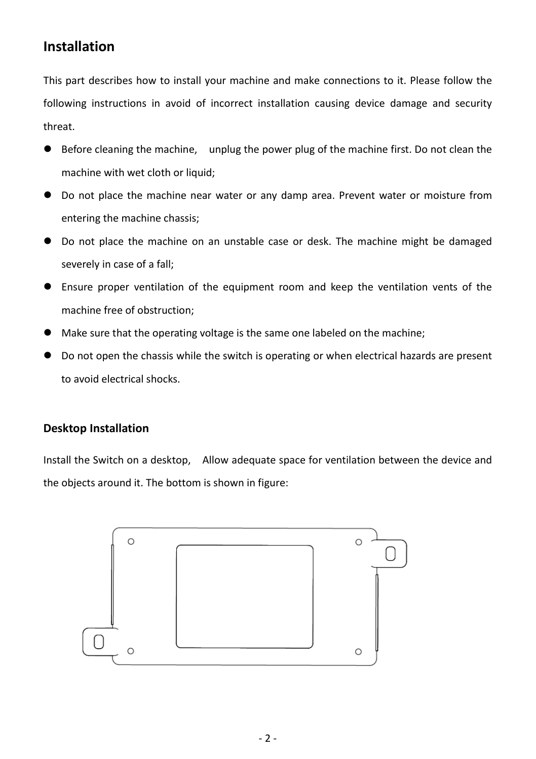## Installation

This part describes how to install your machine and make connections to it. Please follow the following instructions in avoid of incorrect installation causing device damage and security threat.

- Before cleaning the machine, unplug the power plug of the machine first. Do not clean the machine with wet cloth or liquid;
- Do not place the machine near water or any damp area. Prevent water or moisture from entering the machine chassis;
- Do not place the machine on an unstable case or desk. The machine might be damaged severely in case of a fall;
- Ensure proper ventilation of the equipment room and keep the ventilation vents of the machine free of obstruction;
- Make sure that the operating voltage is the same one labeled on the machine;
- Do not open the chassis while the switch is operating or when electrical hazards are present to avoid electrical shocks.

### Desktop Installation

Install the Switch on a desktop, Allow adequate space for ventilation between the device and the objects around it. The bottom is shown in figure: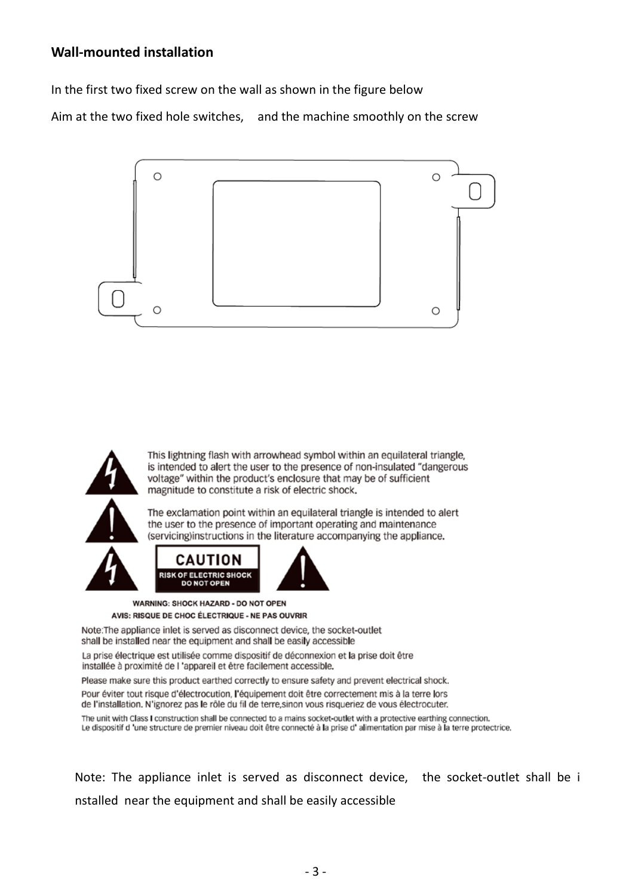**Wall-mounted installation**

In the first two fixed screw on the wall as shown in the figure below

Aim at the two fixed hole switches,  and the machine smoothly on the screw

This lightning flash with arrowhead symbol within an equilateral triangle, is intended to alert the user to the presence of non-insulated "dangerous voltage" within the product's enclosure that may be of sufficient magnitude to constitute a risk of electric shock.

The exclamation point within an equilateral triangle is intended to alert the user to the presence of important operating and maintenance (servicing)instructions in the literature accompanying the appliance.

**CAUTION**
**RISK OF ELECTRIC SHOCK DO NOT OPEN**

**WARNING: SHOCK HAZARD - DO NOT OPEN**
**AVIS: RISQUE DE CHOC ÉLECTRIQUE - NE PAS OUVRIR**

Note:The appliance inlet is served as disconnect device, the socket-outlet shall be installed near the equipment and shall be easily accessible

La prise électrique est utilisée comme dispositif de déconnexion et la prise doit être installée à proximité de l 'appareil et être facilement accessible.

Please make sure this product earthed correctly to ensure safety and prevent electrical shock.

Pour éviter tout risque d'électrocution, l'équipement doit être correctement mis à la terre lors de l'installation. N'ignorez pas le rôle du fil de terre,sinon vous risqueriez de vous électrocuter.

The unit with Class I construction shall be connected to a mains socket-outlet with a protective earthing connection.
Le dispositif d 'une structure de premier niveau doit être connecté à la prise d' alimentation par mise à la terre protectrice.

Note: The appliance inlet is served as disconnect device, the socket-outlet shall be i nstalled near the equipment and shall be easily accessible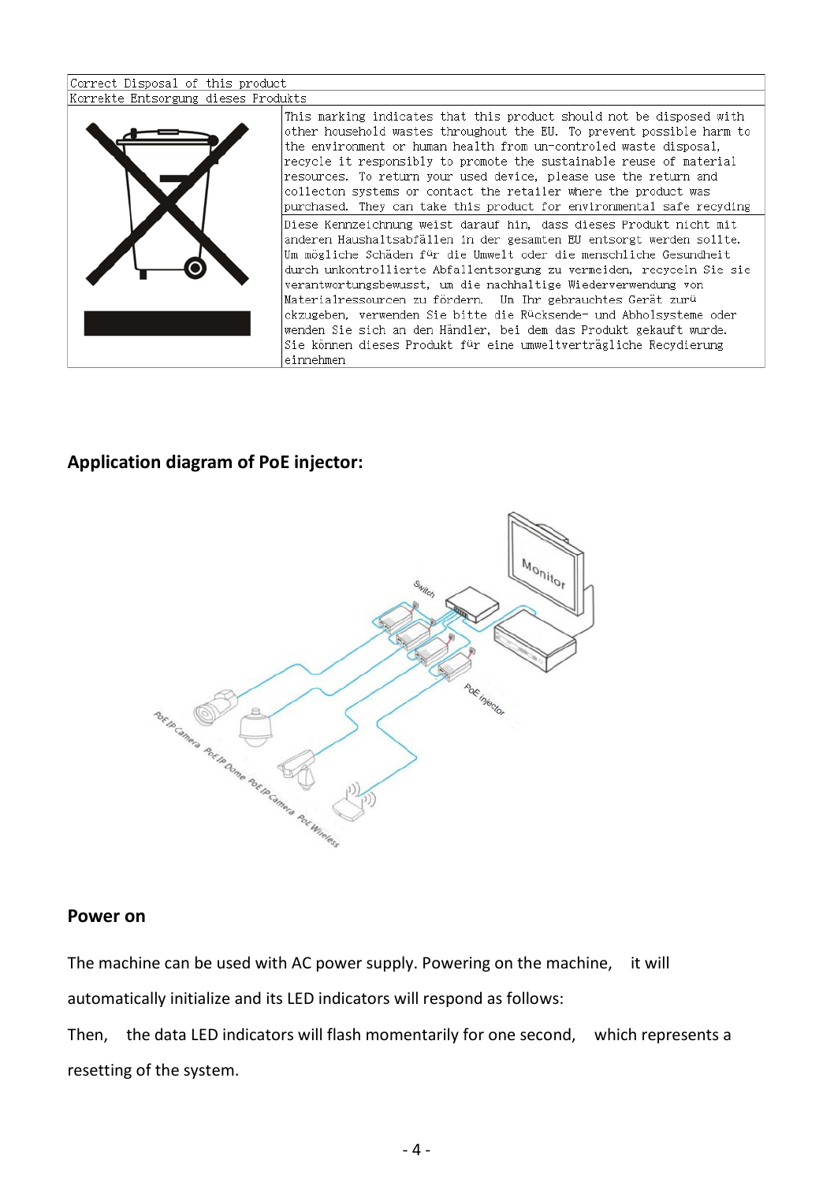| Correct Disposal of this product<br>Korrekte Entsorgung dieses Produkts | |
|---|---|
| | This marking indicates that this product should not be disposed with other household wastes throughout the EU. To prevent possible harm to the environment or human health from un-controled waste disposal, recycle it responsibly to promote the sustainable reuse of material resources. To return your used device, please use the return and collecton systems or contact the retailer where the product was purchased. They can take this product for environmental safe recyding |
| | Diese Kennzeichnung weist darauf hin, dass dieses Produkt nicht mit anderen Haushaltsabfällen in der gesamten EU entsorgt werden sollte. Um mögliche Schäden für die Umwelt oder die menschliche Gesundheit durch unkontrollierte Abfallentsorgung zu vermeiden, recyceln Sie sie verantwortungsbewusst, um die nachhaltige Wiederverwendung von Materialressourcen zu fördern. Um Ihr gebrauchtes Gerät zurückzugeben, verwenden Sie bitte die Rücksende- und Abholsysteme oder wenden Sie sich an den Händler, bei dem das Produkt gekauft wurde. Sie können dieses Produkt für eine umweltverträgliche Recyclierung einnehmen |

**Application diagram of PoE injector:**

## Power on

The machine can be used with AC power supply. Powering on the machine, it will automatically initialize and its LED indicators will respond as follows:

Then, the data LED indicators will flash momentarily for one second, which represents a resetting of the system.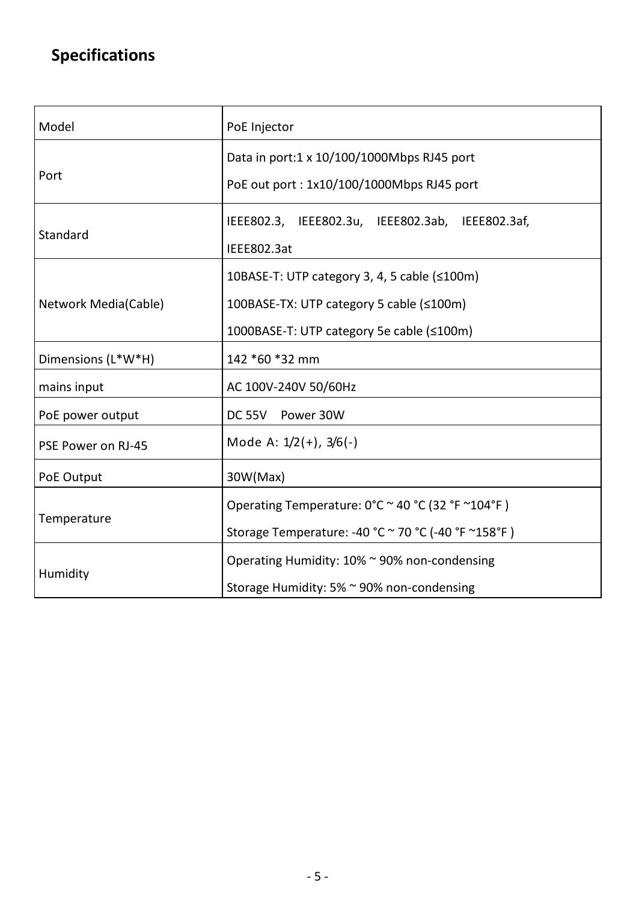## Specifications

| | |
|---|---|
| Model | PoE Injector |
| Port | Data in port:1 x 10/100/1000Mbps RJ45 port<br>PoE out port : 1x10/100/1000Mbps RJ45 port |
| Standard | IEEE802.3, IEEE802.3u, IEEE802.3ab, IEEE802.3af, IEEE802.3at |
| Network Media(Cable) | 10BASE-T: UTP category 3, 4, 5 cable (≤100m)<br>100BASE-TX: UTP category 5 cable (≤100m)<br>1000BASE-T: UTP category 5e cable (≤100m) |
| Dimensions (L*W*H) | 142 *60 *32 mm |
| mains input | AC 100V-240V 50/60Hz |
| PoE power output | DC 55V Power 30W |
| PSE Power on RJ-45 | Mode A: 1/2(+), 3/6(-) |
| PoE Output | 30W(Max) |
| Temperature | Operating Temperature: 0°C ~ 40 °C (32 °F ~104°F )<br>Storage Temperature: -40 °C ~ 70 °C (-40 °F ~158°F ) |
| Humidity | Operating Humidity: 10% ~ 90% non-condensing<br>Storage Humidity: 5% ~ 90% non-condensing |